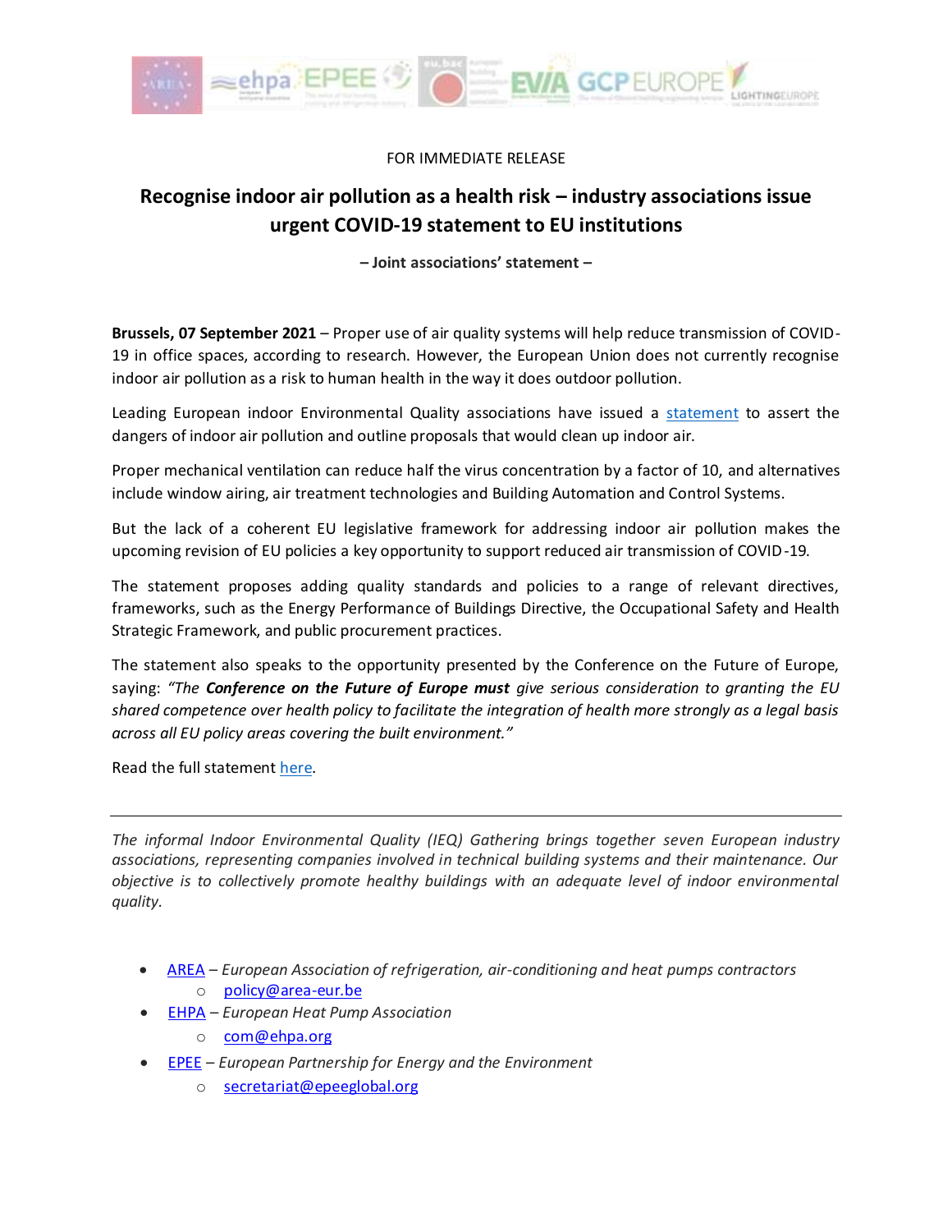FOR IMMEDIATE RELEASE

# Recognise indoor air pollution as a health risk – industry associations issue urgent COVID-19 statement to EU institutions

**– Joint associations' statement –**

**Brussels, 07 September 2021** – Proper use of air quality systems will help reduce transmission of COVID-19 in office spaces, according to research. However, the European Union does not currently recognise indoor air pollution as a risk to human health in the way it does outdoor pollution.

Leading European indoor Environmental Quality associations have issued a statement to assert the dangers of indoor air pollution and outline proposals that would clean up indoor air.

Proper mechanical ventilation can reduce half the virus concentration by a factor of 10, and alternatives include window airing, air treatment technologies and Building Automation and Control Systems.

But the lack of a coherent EU legislative framework for addressing indoor air pollution makes the upcoming revision of EU policies a key opportunity to support reduced air transmission of COVID-19.

The statement proposes adding quality standards and policies to a range of relevant directives, frameworks, such as the Energy Performance of Buildings Directive, the Occupational Safety and Health Strategic Framework, and public procurement practices.

The statement also speaks to the opportunity presented by the Conference on the Future of Europe, saying: *"The **Conference on the Future of Europe must** give serious consideration to granting the EU shared competence over health policy to facilitate the integration of health more strongly as a legal basis across all EU policy areas covering the built environment."*

Read the full statement here.

---

*The informal Indoor Environmental Quality (IEQ) Gathering brings together seven European industry associations, representing companies involved in technical building systems and their maintenance. Our objective is to collectively promote healthy buildings with an adequate level of indoor environmental quality.*

- AREA – *European Association of refrigeration, air-conditioning and heat pumps contractors*
  - policy@area-eur.be
- EHPA – *European Heat Pump Association*
  - com@ehpa.org
- EPEE – *European Partnership for Energy and the Environment*
  - secretariat@epeeglobal.org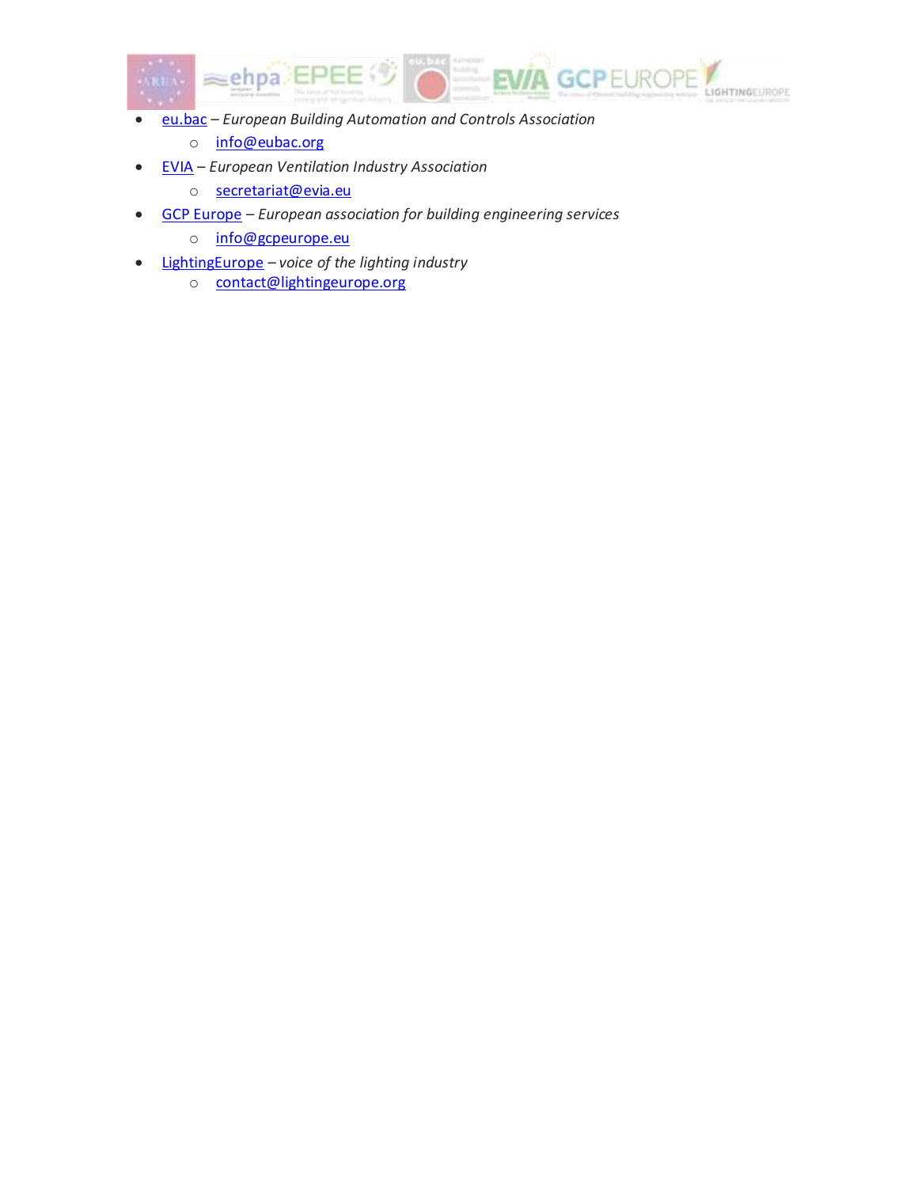- eu.bac – *European Building Automation and Controls Association*
    - info@eubac.org
- EVIA – *European Ventilation Industry Association*
    - secretariat@evia.eu
- GCP Europe – *European association for building engineering services*
    - info@gcpeurope.eu
- LightingEurope – *voice of the lighting industry*
    - contact@lightingeurope.org